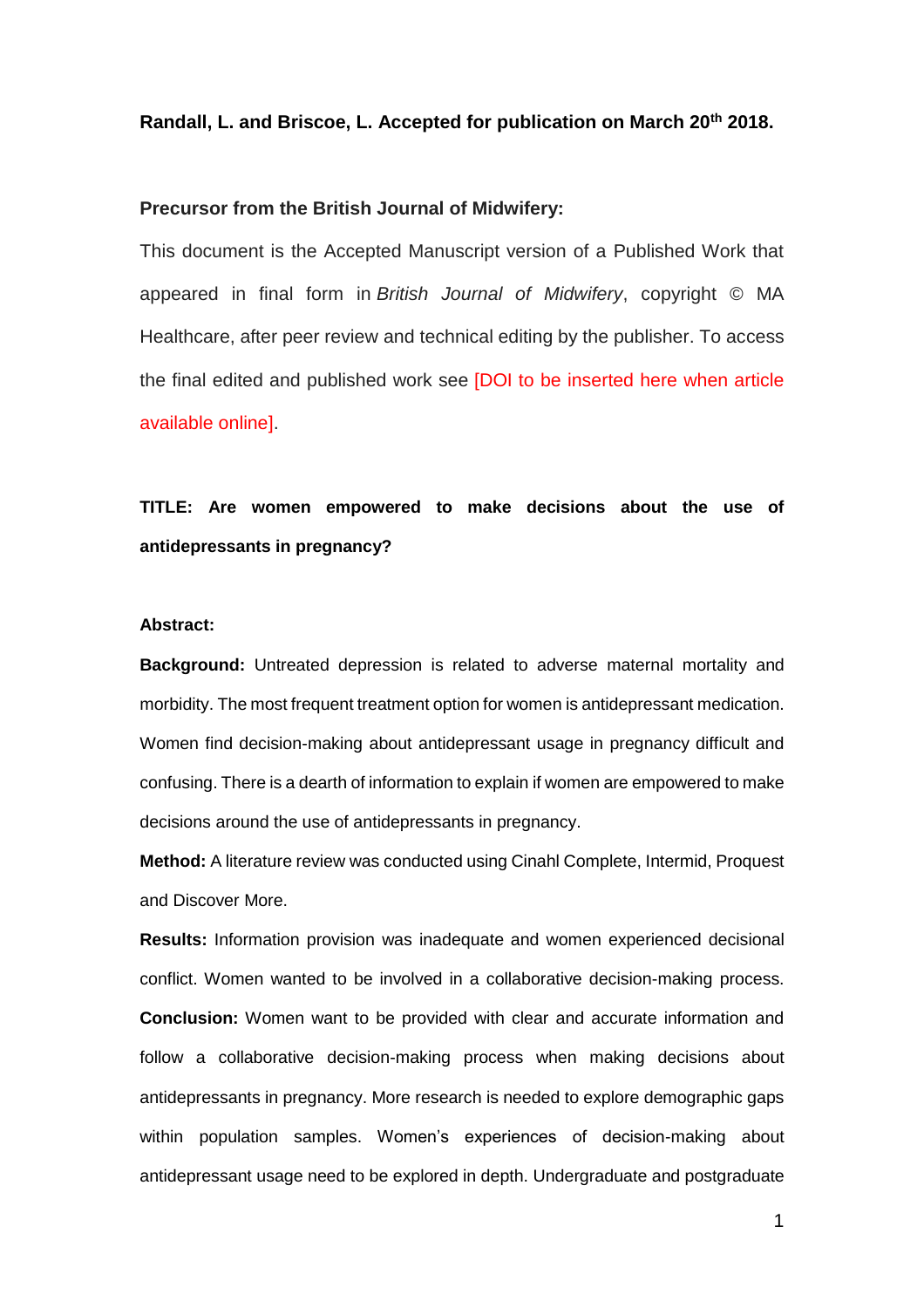**Randall, L. and Briscoe, L. Accepted for publication on March 20th 2018.**

**Precursor from the British Journal of Midwifery:**

This document is the Accepted Manuscript version of a Published Work that appeared in final form in *British Journal of Midwifery*, copyright © MA Healthcare, after peer review and technical editing by the publisher. To access the final edited and published work see [DOI to be inserted here when article available online].

**TITLE: Are women empowered to make decisions about the use of antidepressants in pregnancy?**

**Abstract:**

**Background:** Untreated depression is related to adverse maternal mortality and morbidity. The most frequent treatment option for women is antidepressant medication. Women find decision-making about antidepressant usage in pregnancy difficult and confusing. There is a dearth of information to explain if women are empowered to make decisions around the use of antidepressants in pregnancy.

**Method:** A literature review was conducted using Cinahl Complete, Intermid, Proquest and Discover More.

**Results:** Information provision was inadequate and women experienced decisional conflict. Women wanted to be involved in a collaborative decision-making process.

**Conclusion:** Women want to be provided with clear and accurate information and follow a collaborative decision-making process when making decisions about antidepressants in pregnancy. More research is needed to explore demographic gaps within population samples. Women's experiences of decision-making about antidepressant usage need to be explored in depth. Undergraduate and postgraduate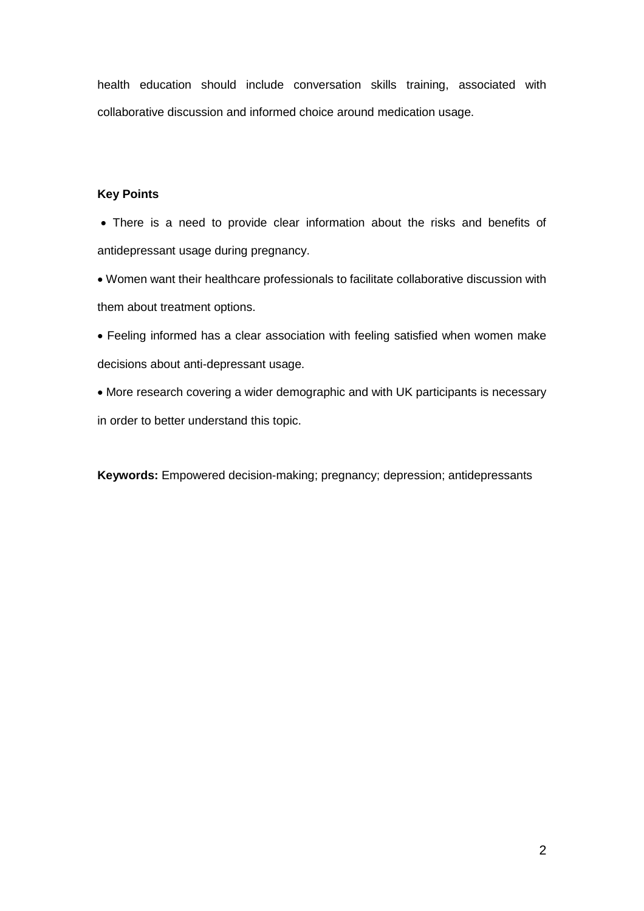health education should include conversation skills training, associated with collaborative discussion and informed choice around medication usage.

**Key Points**

- There is a need to provide clear information about the risks and benefits of antidepressant usage during pregnancy.
- Women want their healthcare professionals to facilitate collaborative discussion with them about treatment options.
- Feeling informed has a clear association with feeling satisfied when women make decisions about anti-depressant usage.
- More research covering a wider demographic and with UK participants is necessary in order to better understand this topic.

**Keywords:** Empowered decision-making; pregnancy; depression; antidepressants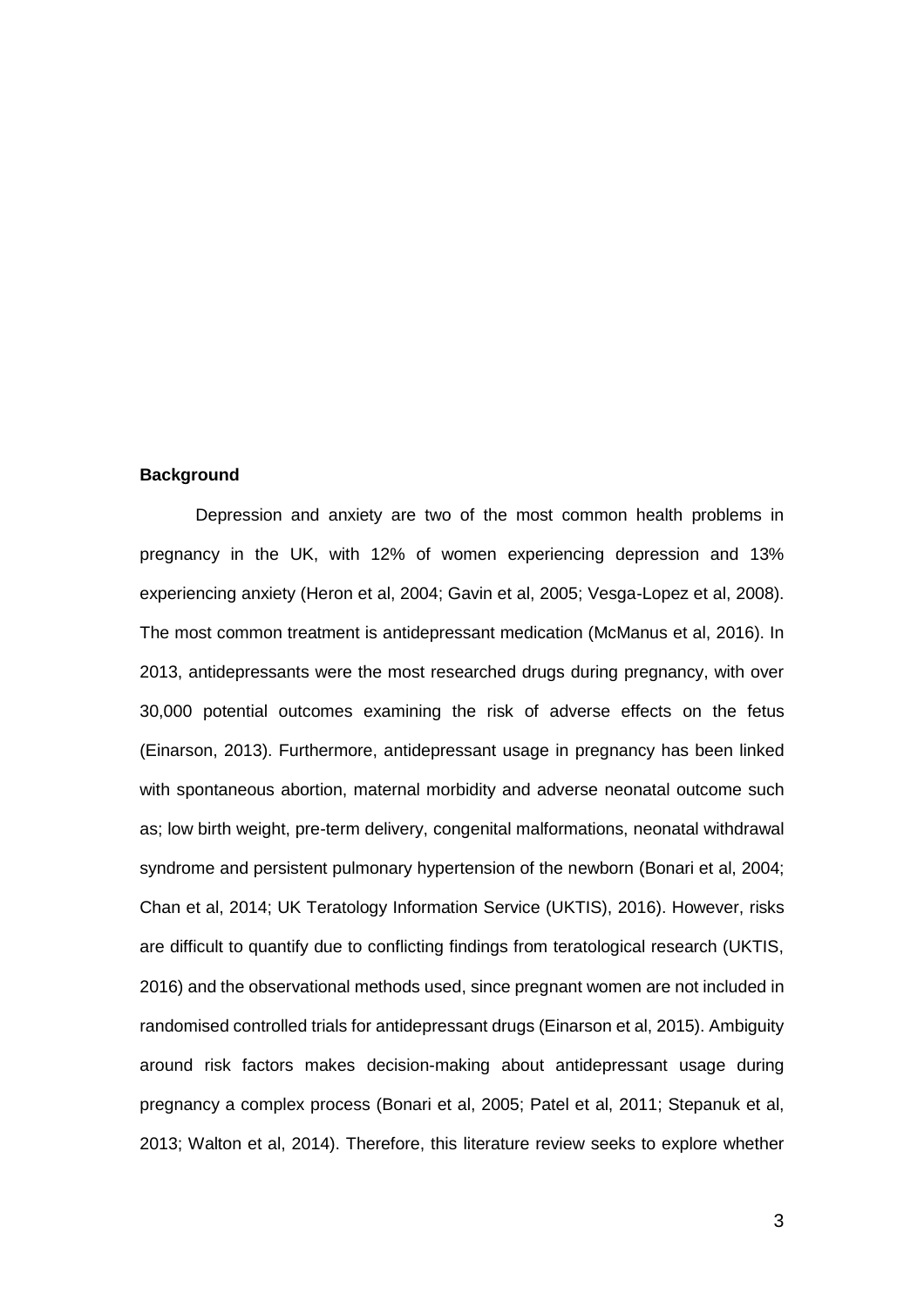**Background**

Depression and anxiety are two of the most common health problems in pregnancy in the UK, with 12% of women experiencing depression and 13% experiencing anxiety (Heron et al, 2004; Gavin et al, 2005; Vesga-Lopez et al, 2008). The most common treatment is antidepressant medication (McManus et al, 2016). In 2013, antidepressants were the most researched drugs during pregnancy, with over 30,000 potential outcomes examining the risk of adverse effects on the fetus (Einarson, 2013). Furthermore, antidepressant usage in pregnancy has been linked with spontaneous abortion, maternal morbidity and adverse neonatal outcome such as; low birth weight, pre-term delivery, congenital malformations, neonatal withdrawal syndrome and persistent pulmonary hypertension of the newborn (Bonari et al, 2004; Chan et al, 2014; UK Teratology Information Service (UKTIS), 2016). However, risks are difficult to quantify due to conflicting findings from teratological research (UKTIS, 2016) and the observational methods used, since pregnant women are not included in randomised controlled trials for antidepressant drugs (Einarson et al, 2015). Ambiguity around risk factors makes decision-making about antidepressant usage during pregnancy a complex process (Bonari et al, 2005; Patel et al, 2011; Stepanuk et al, 2013; Walton et al, 2014). Therefore, this literature review seeks to explore whether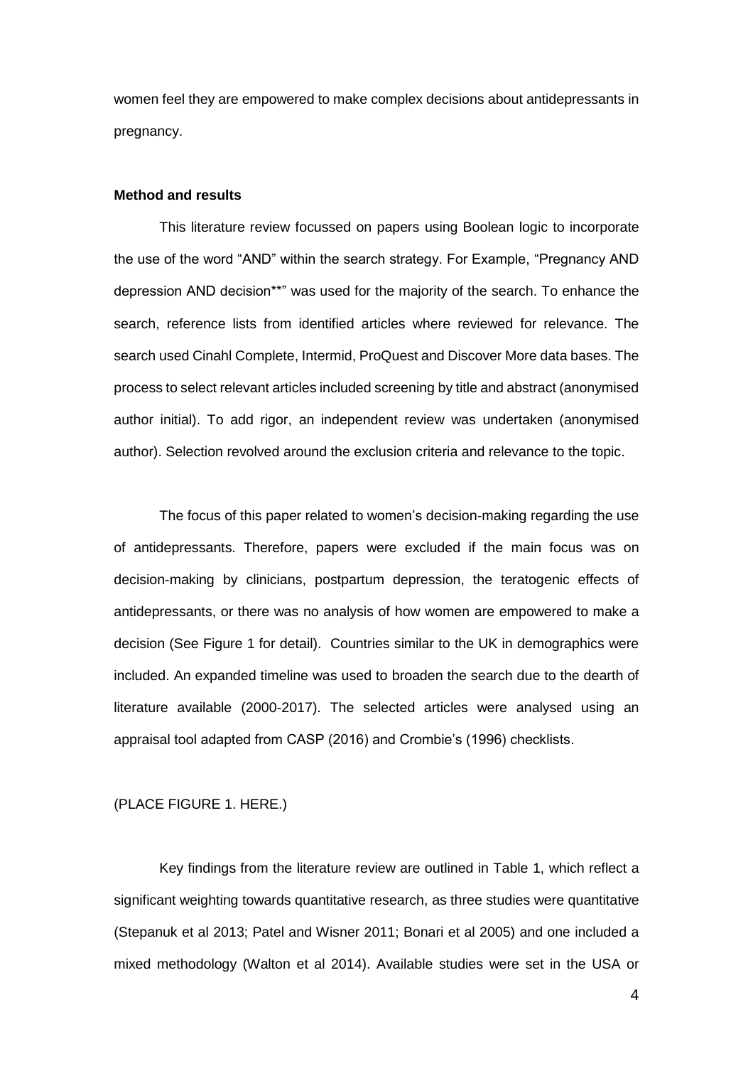women feel they are empowered to make complex decisions about antidepressants in pregnancy.

**Method and results**

This literature review focussed on papers using Boolean logic to incorporate the use of the word "AND" within the search strategy. For Example, "Pregnancy AND depression AND decision**" was used for the majority of the search. To enhance the search, reference lists from identified articles where reviewed for relevance. The search used Cinahl Complete, Intermid, ProQuest and Discover More data bases. The process to select relevant articles included screening by title and abstract (anonymised author initial). To add rigor, an independent review was undertaken (anonymised author). Selection revolved around the exclusion criteria and relevance to the topic.

The focus of this paper related to women's decision-making regarding the use of antidepressants. Therefore, papers were excluded if the main focus was on decision-making by clinicians, postpartum depression, the teratogenic effects of antidepressants, or there was no analysis of how women are empowered to make a decision (See Figure 1 for detail). Countries similar to the UK in demographics were included. An expanded timeline was used to broaden the search due to the dearth of literature available (2000-2017). The selected articles were analysed using an appraisal tool adapted from CASP (2016) and Crombie's (1996) checklists.

(PLACE FIGURE 1. HERE.)

Key findings from the literature review are outlined in Table 1, which reflect a significant weighting towards quantitative research, as three studies were quantitative (Stepanuk et al 2013; Patel and Wisner 2011; Bonari et al 2005) and one included a mixed methodology (Walton et al 2014). Available studies were set in the USA or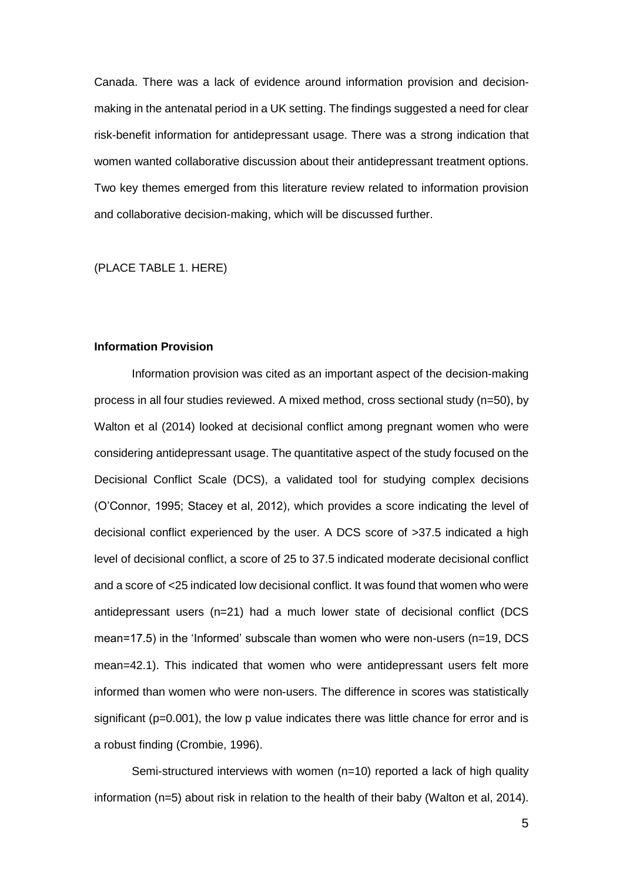Canada. There was a lack of evidence around information provision and decision-making in the antenatal period in a UK setting. The findings suggested a need for clear risk-benefit information for antidepressant usage. There was a strong indication that women wanted collaborative discussion about their antidepressant treatment options. Two key themes emerged from this literature review related to information provision and collaborative decision-making, which will be discussed further.

(PLACE TABLE 1. HERE)

**Information Provision**

Information provision was cited as an important aspect of the decision-making process in all four studies reviewed. A mixed method, cross sectional study (n=50), by Walton et al (2014) looked at decisional conflict among pregnant women who were considering antidepressant usage. The quantitative aspect of the study focused on the Decisional Conflict Scale (DCS), a validated tool for studying complex decisions (O'Connor, 1995; Stacey et al, 2012), which provides a score indicating the level of decisional conflict experienced by the user. A DCS score of >37.5 indicated a high level of decisional conflict, a score of 25 to 37.5 indicated moderate decisional conflict and a score of <25 indicated low decisional conflict. It was found that women who were antidepressant users (n=21) had a much lower state of decisional conflict (DCS mean=17.5) in the 'Informed' subscale than women who were non-users (n=19, DCS mean=42.1). This indicated that women who were antidepressant users felt more informed than women who were non-users. The difference in scores was statistically significant (p=0.001), the low p value indicates there was little chance for error and is a robust finding (Crombie, 1996).

Semi-structured interviews with women (n=10) reported a lack of high quality information (n=5) about risk in relation to the health of their baby (Walton et al, 2014).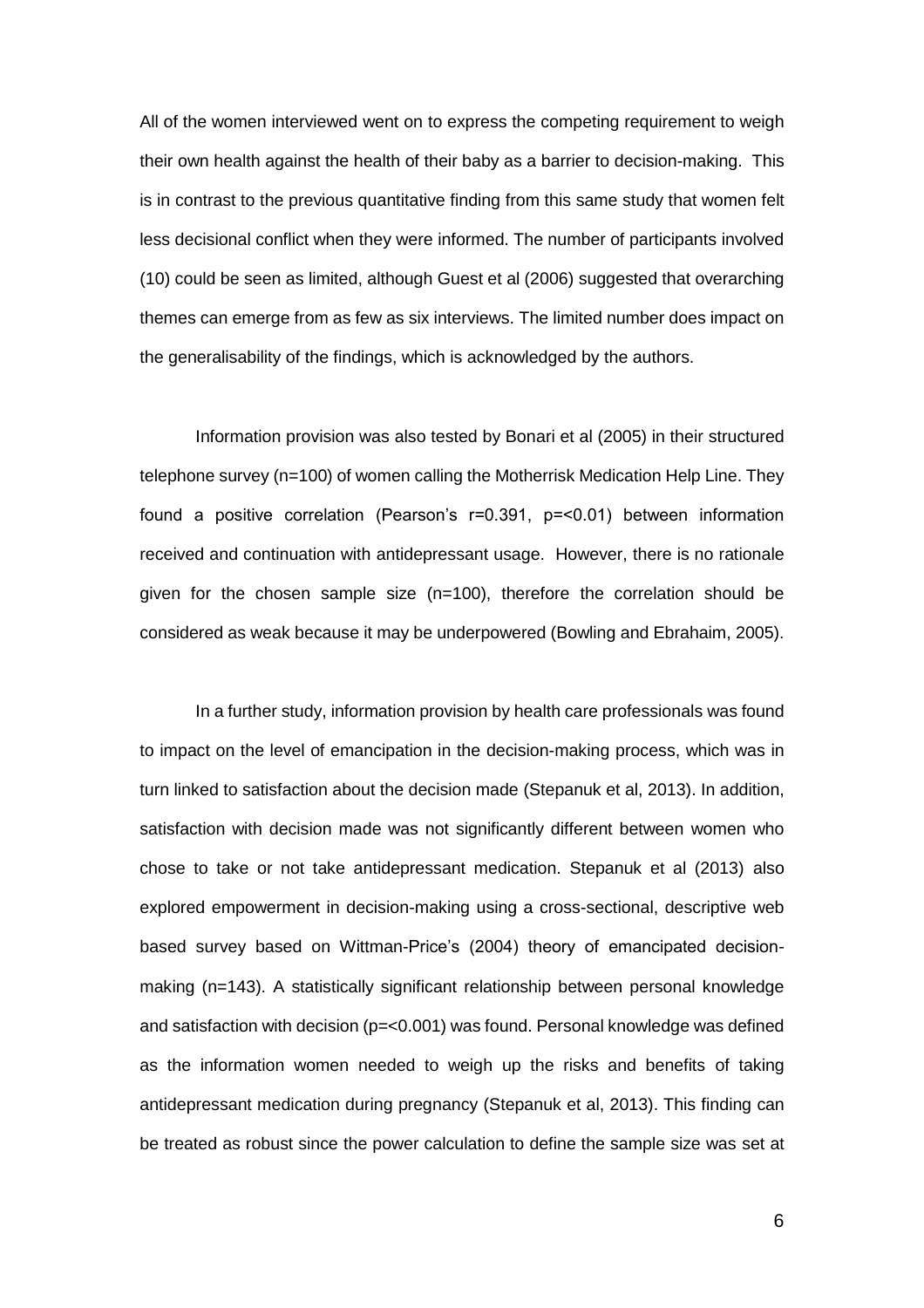All of the women interviewed went on to express the competing requirement to weigh their own health against the health of their baby as a barrier to decision-making. This is in contrast to the previous quantitative finding from this same study that women felt less decisional conflict when they were informed. The number of participants involved (10) could be seen as limited, although Guest et al (2006) suggested that overarching themes can emerge from as few as six interviews. The limited number does impact on the generalisability of the findings, which is acknowledged by the authors.

Information provision was also tested by Bonari et al (2005) in their structured telephone survey (n=100) of women calling the Motherrisk Medication Help Line. They found a positive correlation (Pearson's $r=0.391$, $p=<0.01$) between information received and continuation with antidepressant usage. However, there is no rationale given for the chosen sample size (n=100), therefore the correlation should be considered as weak because it may be underpowered (Bowling and Ebrahaim, 2005).

In a further study, information provision by health care professionals was found to impact on the level of emancipation in the decision-making process, which was in turn linked to satisfaction about the decision made (Stepanuk et al, 2013). In addition, satisfaction with decision made was not significantly different between women who chose to take or not take antidepressant medication. Stepanuk et al (2013) also explored empowerment in decision-making using a cross-sectional, descriptive web based survey based on Wittman-Price's (2004) theory of emancipated decision-making (n=143). A statistically significant relationship between personal knowledge and satisfaction with decision ($p=<0.001$) was found. Personal knowledge was defined as the information women needed to weigh up the risks and benefits of taking antidepressant medication during pregnancy (Stepanuk et al, 2013). This finding can be treated as robust since the power calculation to define the sample size was set at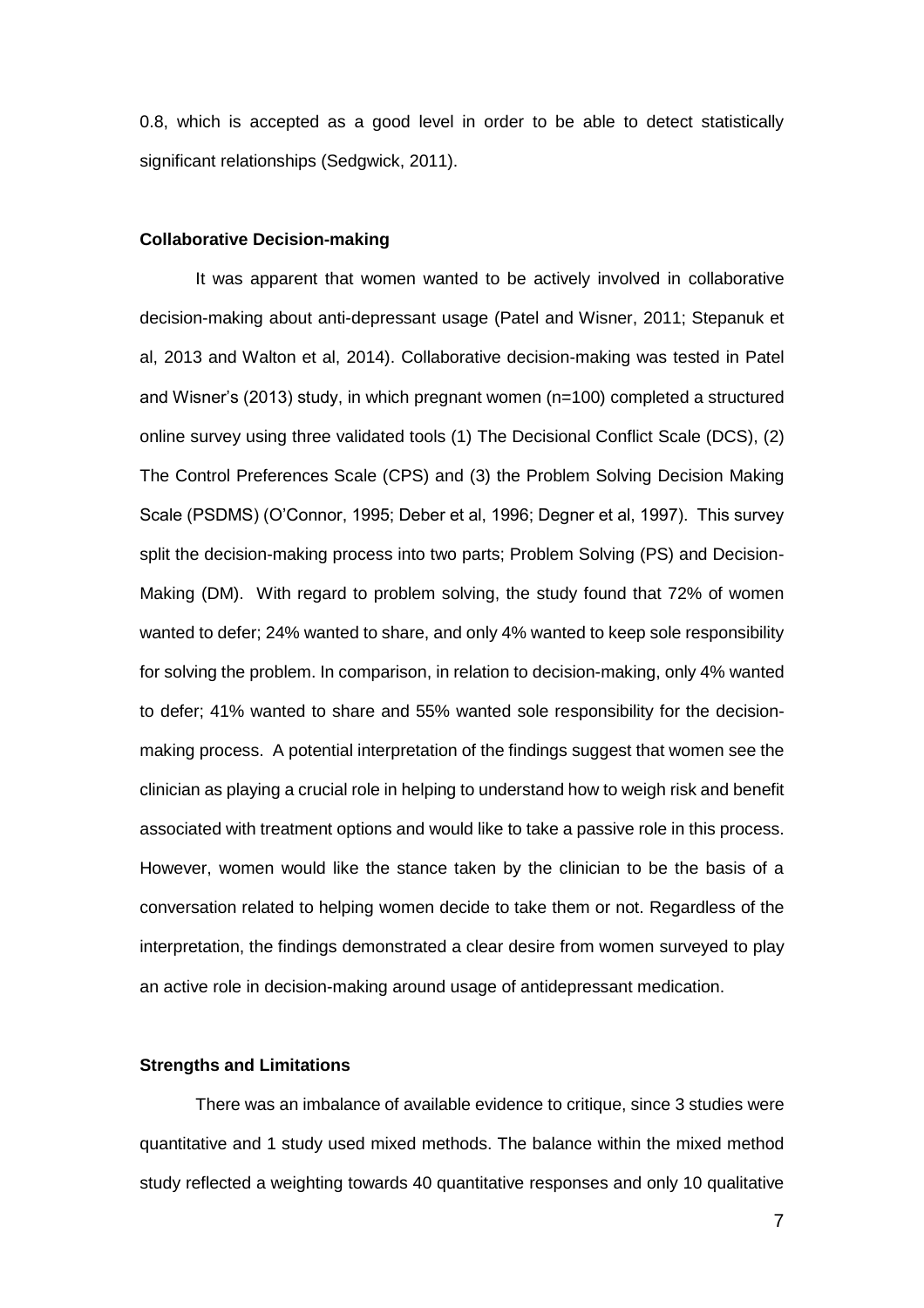0.8, which is accepted as a good level in order to be able to detect statistically significant relationships (Sedgwick, 2011).

**Collaborative Decision-making**

It was apparent that women wanted to be actively involved in collaborative decision-making about anti-depressant usage (Patel and Wisner, 2011; Stepanuk et al, 2013 and Walton et al, 2014). Collaborative decision-making was tested in Patel and Wisner's (2013) study, in which pregnant women (n=100) completed a structured online survey using three validated tools (1) The Decisional Conflict Scale (DCS), (2) The Control Preferences Scale (CPS) and (3) the Problem Solving Decision Making Scale (PSDMS) (O'Connor, 1995; Deber et al, 1996; Degner et al, 1997). This survey split the decision-making process into two parts; Problem Solving (PS) and Decision-Making (DM). With regard to problem solving, the study found that 72% of women wanted to defer; 24% wanted to share, and only 4% wanted to keep sole responsibility for solving the problem. In comparison, in relation to decision-making, only 4% wanted to defer; 41% wanted to share and 55% wanted sole responsibility for the decision-making process. A potential interpretation of the findings suggest that women see the clinician as playing a crucial role in helping to understand how to weigh risk and benefit associated with treatment options and would like to take a passive role in this process. However, women would like the stance taken by the clinician to be the basis of a conversation related to helping women decide to take them or not. Regardless of the interpretation, the findings demonstrated a clear desire from women surveyed to play an active role in decision-making around usage of antidepressant medication.

**Strengths and Limitations**

There was an imbalance of available evidence to critique, since 3 studies were quantitative and 1 study used mixed methods. The balance within the mixed method study reflected a weighting towards 40 quantitative responses and only 10 qualitative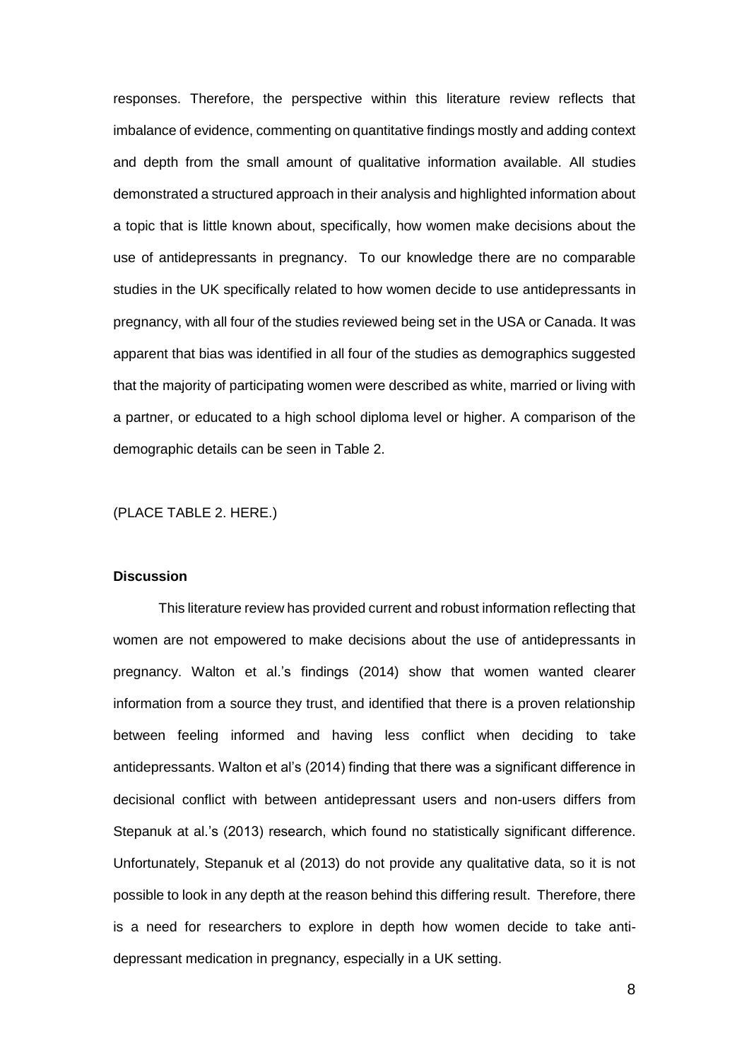responses. Therefore, the perspective within this literature review reflects that imbalance of evidence, commenting on quantitative findings mostly and adding context and depth from the small amount of qualitative information available. All studies demonstrated a structured approach in their analysis and highlighted information about a topic that is little known about, specifically, how women make decisions about the use of antidepressants in pregnancy. To our knowledge there are no comparable studies in the UK specifically related to how women decide to use antidepressants in pregnancy, with all four of the studies reviewed being set in the USA or Canada. It was apparent that bias was identified in all four of the studies as demographics suggested that the majority of participating women were described as white, married or living with a partner, or educated to a high school diploma level or higher. A comparison of the demographic details can be seen in Table 2.

(PLACE TABLE 2. HERE.)

### Discussion

This literature review has provided current and robust information reflecting that women are not empowered to make decisions about the use of antidepressants in pregnancy. Walton et al.'s findings (2014) show that women wanted clearer information from a source they trust, and identified that there is a proven relationship between feeling informed and having less conflict when deciding to take antidepressants. Walton et al's (2014) finding that there was a significant difference in decisional conflict with between antidepressant users and non-users differs from Stepanuk at al.'s (2013) research, which found no statistically significant difference. Unfortunately, Stepanuk et al (2013) do not provide any qualitative data, so it is not possible to look in any depth at the reason behind this differing result. Therefore, there is a need for researchers to explore in depth how women decide to take anti-depressant medication in pregnancy, especially in a UK setting.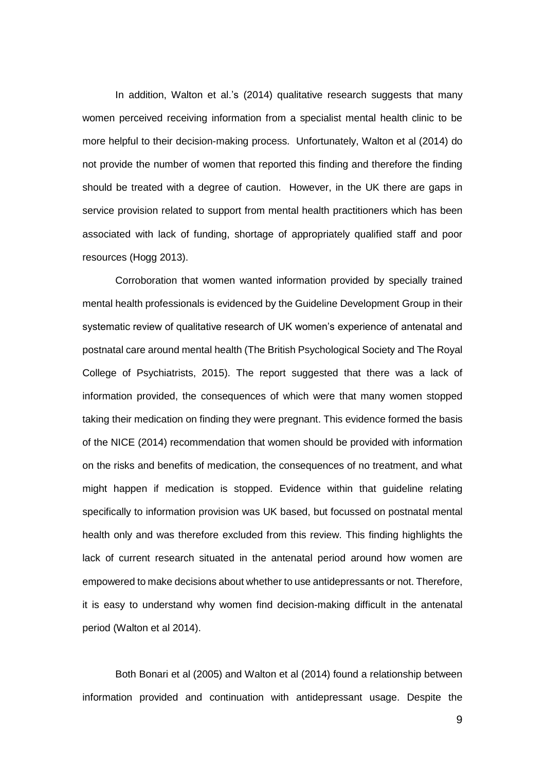In addition, Walton et al.'s (2014) qualitative research suggests that many women perceived receiving information from a specialist mental health clinic to be more helpful to their decision-making process. Unfortunately, Walton et al (2014) do not provide the number of women that reported this finding and therefore the finding should be treated with a degree of caution. However, in the UK there are gaps in service provision related to support from mental health practitioners which has been associated with lack of funding, shortage of appropriately qualified staff and poor resources (Hogg 2013).

Corroboration that women wanted information provided by specially trained mental health professionals is evidenced by the Guideline Development Group in their systematic review of qualitative research of UK women's experience of antenatal and postnatal care around mental health (The British Psychological Society and The Royal College of Psychiatrists, 2015). The report suggested that there was a lack of information provided, the consequences of which were that many women stopped taking their medication on finding they were pregnant. This evidence formed the basis of the NICE (2014) recommendation that women should be provided with information on the risks and benefits of medication, the consequences of no treatment, and what might happen if medication is stopped. Evidence within that guideline relating specifically to information provision was UK based, but focussed on postnatal mental health only and was therefore excluded from this review. This finding highlights the lack of current research situated in the antenatal period around how women are empowered to make decisions about whether to use antidepressants or not. Therefore, it is easy to understand why women find decision-making difficult in the antenatal period (Walton et al 2014).

Both Bonari et al (2005) and Walton et al (2014) found a relationship between information provided and continuation with antidepressant usage. Despite the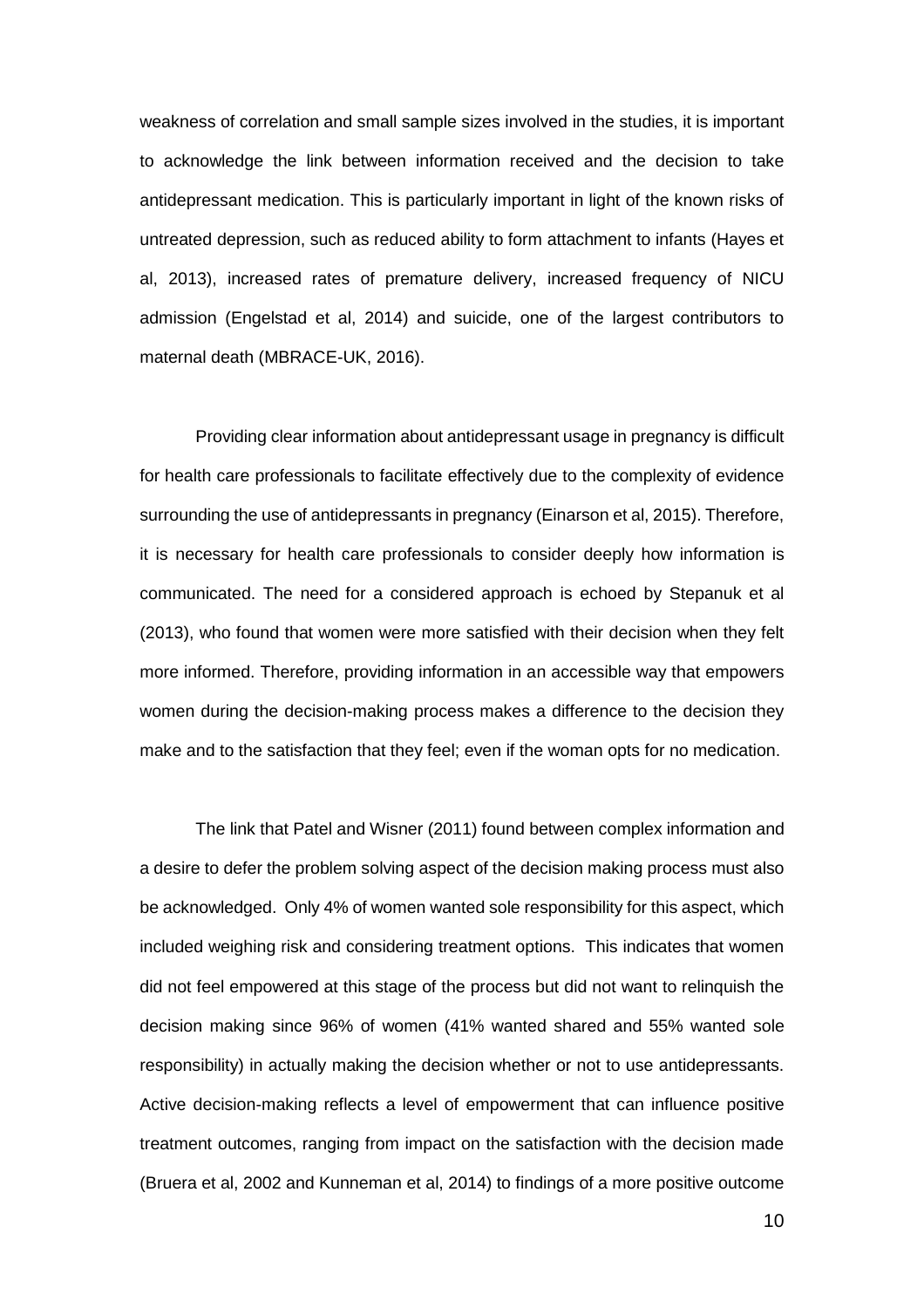weakness of correlation and small sample sizes involved in the studies, it is important to acknowledge the link between information received and the decision to take antidepressant medication. This is particularly important in light of the known risks of untreated depression, such as reduced ability to form attachment to infants (Hayes et al, 2013), increased rates of premature delivery, increased frequency of NICU admission (Engelstad et al, 2014) and suicide, one of the largest contributors to maternal death (MBRACE-UK, 2016).

Providing clear information about antidepressant usage in pregnancy is difficult for health care professionals to facilitate effectively due to the complexity of evidence surrounding the use of antidepressants in pregnancy (Einarson et al, 2015). Therefore, it is necessary for health care professionals to consider deeply how information is communicated. The need for a considered approach is echoed by Stepanuk et al (2013), who found that women were more satisfied with their decision when they felt more informed. Therefore, providing information in an accessible way that empowers women during the decision-making process makes a difference to the decision they make and to the satisfaction that they feel; even if the woman opts for no medication.

The link that Patel and Wisner (2011) found between complex information and a desire to defer the problem solving aspect of the decision making process must also be acknowledged. Only 4% of women wanted sole responsibility for this aspect, which included weighing risk and considering treatment options. This indicates that women did not feel empowered at this stage of the process but did not want to relinquish the decision making since 96% of women (41% wanted shared and 55% wanted sole responsibility) in actually making the decision whether or not to use antidepressants. Active decision-making reflects a level of empowerment that can influence positive treatment outcomes, ranging from impact on the satisfaction with the decision made (Bruera et al, 2002 and Kunneman et al, 2014) to findings of a more positive outcome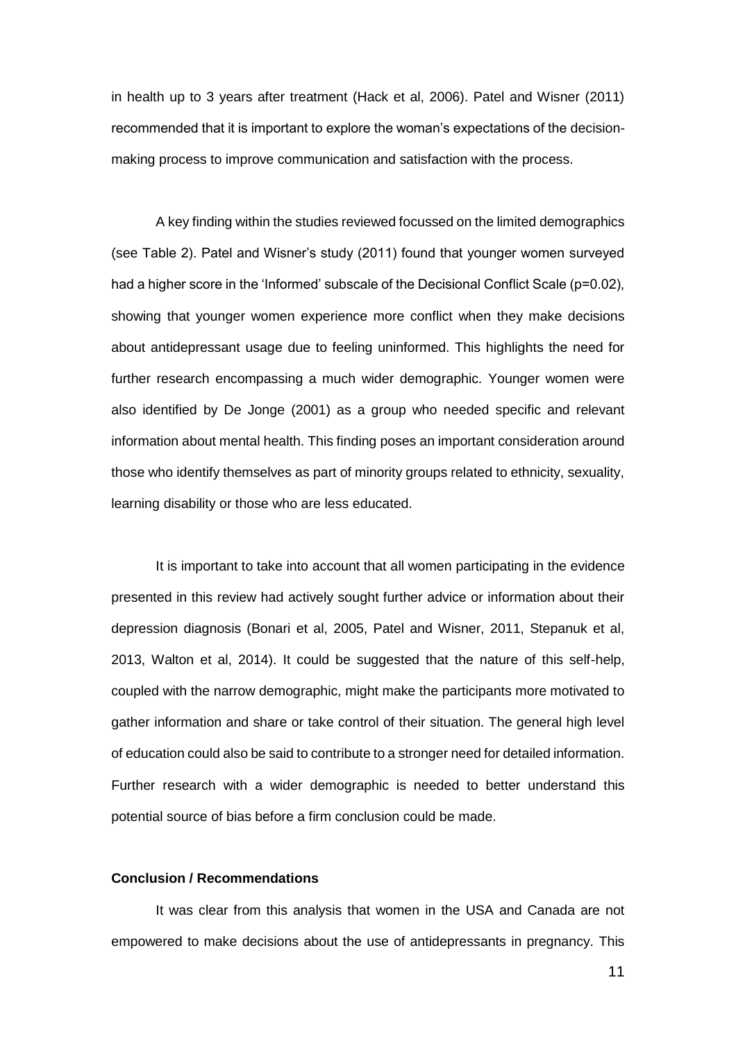in health up to 3 years after treatment (Hack et al, 2006). Patel and Wisner (2011) recommended that it is important to explore the woman's expectations of the decision-making process to improve communication and satisfaction with the process.

A key finding within the studies reviewed focussed on the limited demographics (see Table 2). Patel and Wisner's study (2011) found that younger women surveyed had a higher score in the 'Informed' subscale of the Decisional Conflict Scale ($p=0.02$), showing that younger women experience more conflict when they make decisions about antidepressant usage due to feeling uninformed. This highlights the need for further research encompassing a much wider demographic. Younger women were also identified by De Jonge (2001) as a group who needed specific and relevant information about mental health. This finding poses an important consideration around those who identify themselves as part of minority groups related to ethnicity, sexuality, learning disability or those who are less educated.

It is important to take into account that all women participating in the evidence presented in this review had actively sought further advice or information about their depression diagnosis (Bonari et al, 2005, Patel and Wisner, 2011, Stepanuk et al, 2013, Walton et al, 2014). It could be suggested that the nature of this self-help, coupled with the narrow demographic, might make the participants more motivated to gather information and share or take control of their situation. The general high level of education could also be said to contribute to a stronger need for detailed information. Further research with a wider demographic is needed to better understand this potential source of bias before a firm conclusion could be made.

**Conclusion / Recommendations**

It was clear from this analysis that women in the USA and Canada are not empowered to make decisions about the use of antidepressants in pregnancy. This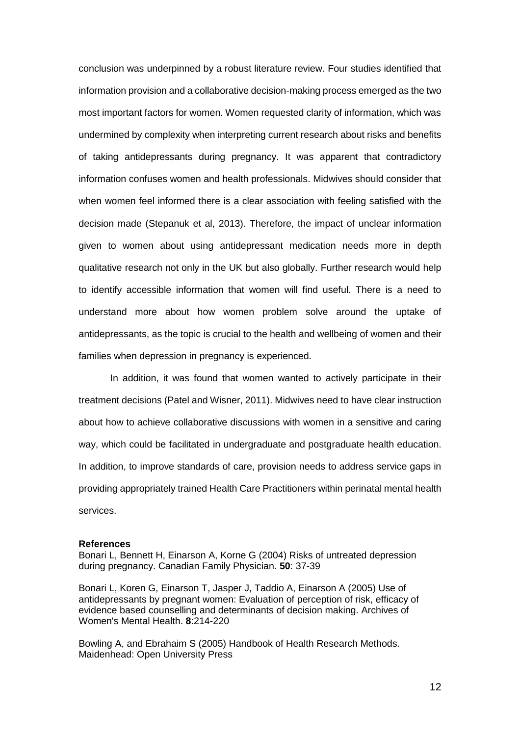conclusion was underpinned by a robust literature review. Four studies identified that information provision and a collaborative decision-making process emerged as the two most important factors for women. Women requested clarity of information, which was undermined by complexity when interpreting current research about risks and benefits of taking antidepressants during pregnancy. It was apparent that contradictory information confuses women and health professionals. Midwives should consider that when women feel informed there is a clear association with feeling satisfied with the decision made (Stepanuk et al, 2013). Therefore, the impact of unclear information given to women about using antidepressant medication needs more in depth qualitative research not only in the UK but also globally. Further research would help to identify accessible information that women will find useful. There is a need to understand more about how women problem solve around the uptake of antidepressants, as the topic is crucial to the health and wellbeing of women and their families when depression in pregnancy is experienced.

In addition, it was found that women wanted to actively participate in their treatment decisions (Patel and Wisner, 2011). Midwives need to have clear instruction about how to achieve collaborative discussions with women in a sensitive and caring way, which could be facilitated in undergraduate and postgraduate health education. In addition, to improve standards of care, provision needs to address service gaps in providing appropriately trained Health Care Practitioners within perinatal mental health services.

**References**

Bonari L, Bennett H, Einarson A, Korne G (2004) Risks of untreated depression during pregnancy. Canadian Family Physician. **50**: 37-39

Bonari L, Koren G, Einarson T, Jasper J, Taddio A, Einarson A (2005) Use of antidepressants by pregnant women: Evaluation of perception of risk, efficacy of evidence based counselling and determinants of decision making. Archives of Women's Mental Health. **8**:214-220

Bowling A, and Ebrahaim S (2005) Handbook of Health Research Methods. Maidenhead: Open University Press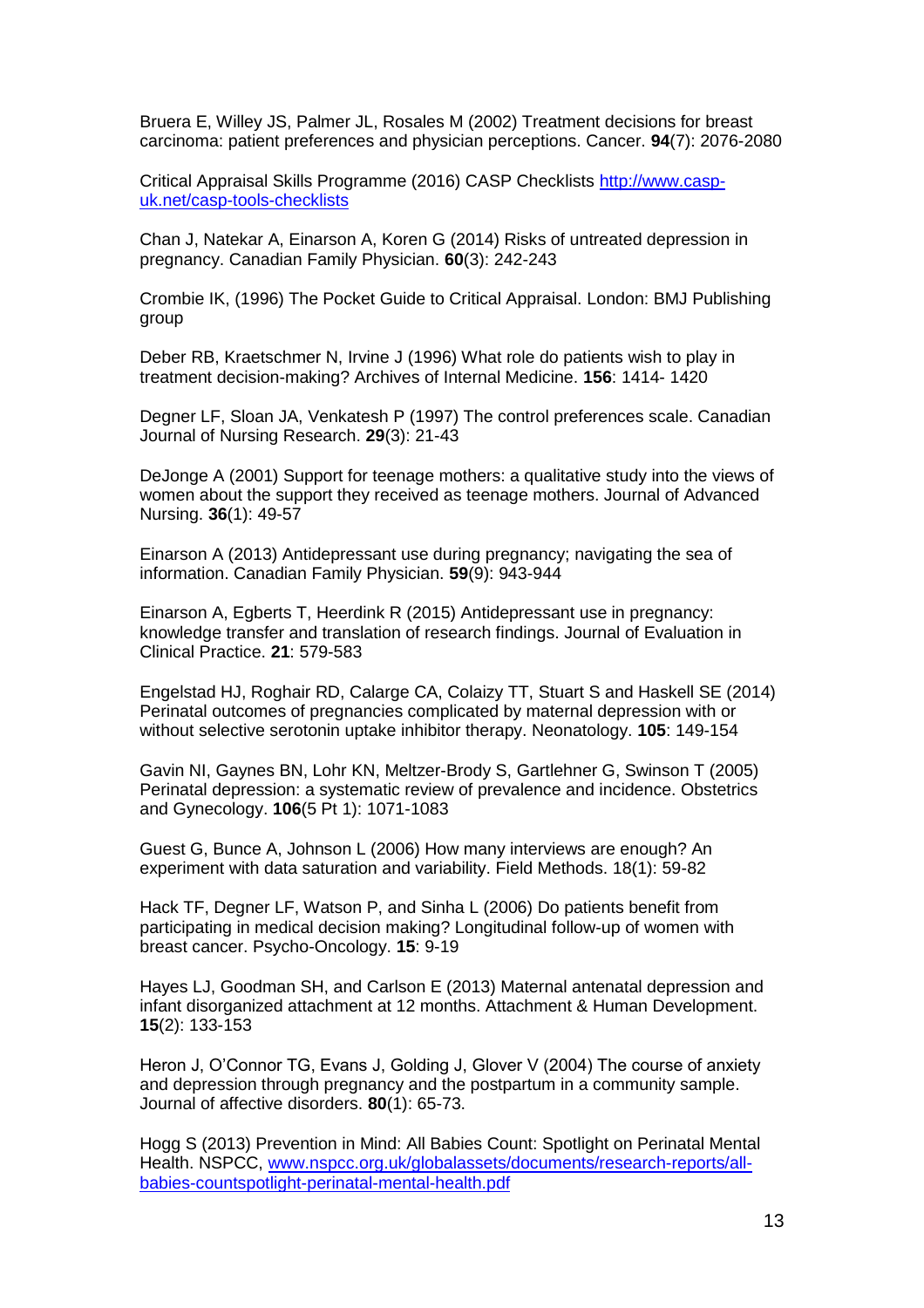Bruera E, Willey JS, Palmer JL, Rosales M (2002) Treatment decisions for breast carcinoma: patient preferences and physician perceptions. Cancer. **94**(7): 2076-2080

Critical Appraisal Skills Programme (2016) CASP Checklists [http://www.casp-uk.net/casp-tools-checklists](http://www.casp-uk.net/casp-tools-checklists)

Chan J, Natekar A, Einarson A, Koren G (2014) Risks of untreated depression in pregnancy. Canadian Family Physician. **60**(3): 242-243

Crombie IK, (1996) The Pocket Guide to Critical Appraisal. London: BMJ Publishing group

Deber RB, Kraetschmer N, Irvine J (1996) What role do patients wish to play in treatment decision-making? Archives of Internal Medicine. **156**: 1414- 1420

Degner LF, Sloan JA, Venkatesh P (1997) The control preferences scale. Canadian Journal of Nursing Research. **29**(3): 21-43

DeJonge A (2001) Support for teenage mothers: a qualitative study into the views of women about the support they received as teenage mothers. Journal of Advanced Nursing. **36**(1): 49-57

Einarson A (2013) Antidepressant use during pregnancy; navigating the sea of information. Canadian Family Physician. **59**(9): 943-944

Einarson A, Egberts T, Heerdink R (2015) Antidepressant use in pregnancy: knowledge transfer and translation of research findings. Journal of Evaluation in Clinical Practice. **21**: 579-583

Engelstad HJ, Roghair RD, Calarge CA, Colaizy TT, Stuart S and Haskell SE (2014) Perinatal outcomes of pregnancies complicated by maternal depression with or without selective serotonin uptake inhibitor therapy. Neonatology. **105**: 149-154

Gavin NI, Gaynes BN, Lohr KN, Meltzer-Brody S, Gartlehner G, Swinson T (2005) Perinatal depression: a systematic review of prevalence and incidence. Obstetrics and Gynecology. **106**(5 Pt 1): 1071-1083

Guest G, Bunce A, Johnson L (2006) How many interviews are enough? An experiment with data saturation and variability. Field Methods. 18(1): 59-82

Hack TF, Degner LF, Watson P, and Sinha L (2006) Do patients benefit from participating in medical decision making? Longitudinal follow-up of women with breast cancer. Psycho-Oncology. **15**: 9-19

Hayes LJ, Goodman SH, and Carlson E (2013) Maternal antenatal depression and infant disorganized attachment at 12 months. Attachment & Human Development. **15**(2): 133-153

Heron J, O'Connor TG, Evans J, Golding J, Glover V (2004) The course of anxiety and depression through pregnancy and the postpartum in a community sample. Journal of affective disorders. **80**(1): 65-73.

Hogg S (2013) Prevention in Mind: All Babies Count: Spotlight on Perinatal Mental Health. NSPCC, [www.nspcc.org.uk/globalassets/documents/research-reports/all-babies-countspotlight-perinatal-mental-health.pdf](www.nspcc.org.uk/globalassets/documents/research-reports/all-babies-countspotlight-perinatal-mental-health.pdf)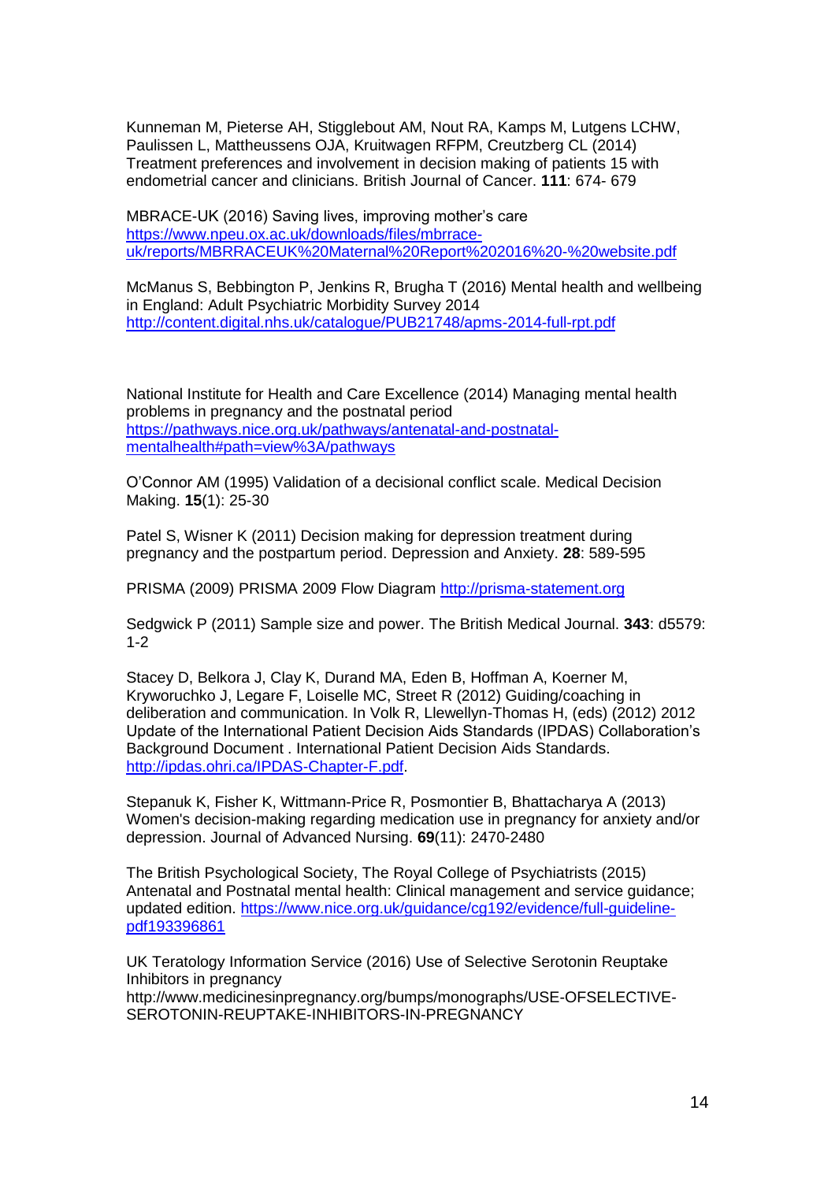Kunneman M, Pieterse AH, Stigglebout AM, Nout RA, Kamps M, Lutgens LCHW, Paulissen L, Mattheussens OJA, Kruitwagen RFPM, Creutzberg CL (2014) Treatment preferences and involvement in decision making of patients 15 with endometrial cancer and clinicians. British Journal of Cancer. **111**: 674- 679

MBRACE-UK (2016) Saving lives, improving mother's care https://www.npeu.ox.ac.uk/downloads/files/mbrrace-uk/reports/MBRRACEUK%20Maternal%20Report%202016%20-%20website.pdf

McManus S, Bebbington P, Jenkins R, Brugha T (2016) Mental health and wellbeing in England: Adult Psychiatric Morbidity Survey 2014 http://content.digital.nhs.uk/catalogue/PUB21748/apms-2014-full-rpt.pdf

National Institute for Health and Care Excellence (2014) Managing mental health problems in pregnancy and the postnatal period https://pathways.nice.org.uk/pathways/antenatal-and-postnatal-mentalhealth#path=view%3A/pathways

O'Connor AM (1995) Validation of a decisional conflict scale. Medical Decision Making. **15**(1): 25-30

Patel S, Wisner K (2011) Decision making for depression treatment during pregnancy and the postpartum period. Depression and Anxiety. **28**: 589-595

PRISMA (2009) PRISMA 2009 Flow Diagram http://prisma-statement.org

Sedgwick P (2011) Sample size and power. The British Medical Journal. **343**: d5579: 1-2

Stacey D, Belkora J, Clay K, Durand MA, Eden B, Hoffman A, Koerner M, Kryworuchko J, Legare F, Loiselle MC, Street R (2012) Guiding/coaching in deliberation and communication. In Volk R, Llewellyn-Thomas H, (eds) (2012) 2012 Update of the International Patient Decision Aids Standards (IPDAS) Collaboration's Background Document . International Patient Decision Aids Standards. http://ipdas.ohri.ca/IPDAS-Chapter-F.pdf.

Stepanuk K, Fisher K, Wittmann-Price R, Posmontier B, Bhattacharya A (2013) Women's decision-making regarding medication use in pregnancy for anxiety and/or depression. Journal of Advanced Nursing. **69**(11): 2470-2480

The British Psychological Society, The Royal College of Psychiatrists (2015) Antenatal and Postnatal mental health: Clinical management and service guidance; updated edition. https://www.nice.org.uk/guidance/cg192/evidence/full-guideline-pdf193396861

UK Teratology Information Service (2016) Use of Selective Serotonin Reuptake Inhibitors in pregnancy http://www.medicinesinpregnancy.org/bumps/monographs/USE-OFSELECTIVE-SEROTONIN-REUPTAKE-INHIBITORS-IN-PREGNANCY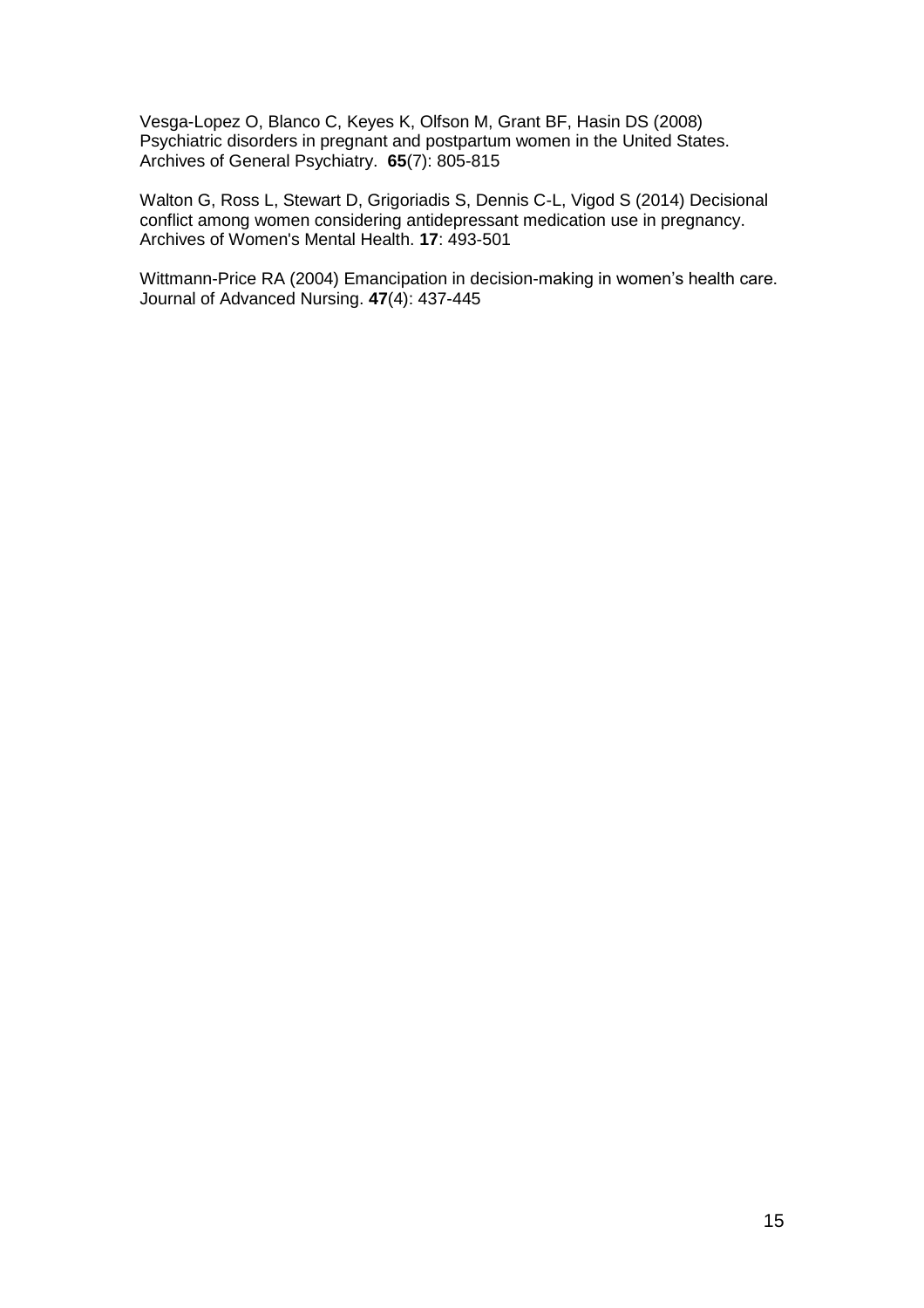Vesga-Lopez O, Blanco C, Keyes K, Olfson M, Grant BF, Hasin DS (2008) Psychiatric disorders in pregnant and postpartum women in the United States. Archives of General Psychiatry. **65**(7): 805-815

Walton G, Ross L, Stewart D, Grigoriadis S, Dennis C-L, Vigod S (2014) Decisional conflict among women considering antidepressant medication use in pregnancy. Archives of Women's Mental Health. **17**: 493-501

Wittmann-Price RA (2004) Emancipation in decision-making in women's health care. Journal of Advanced Nursing. **47**(4): 437-445